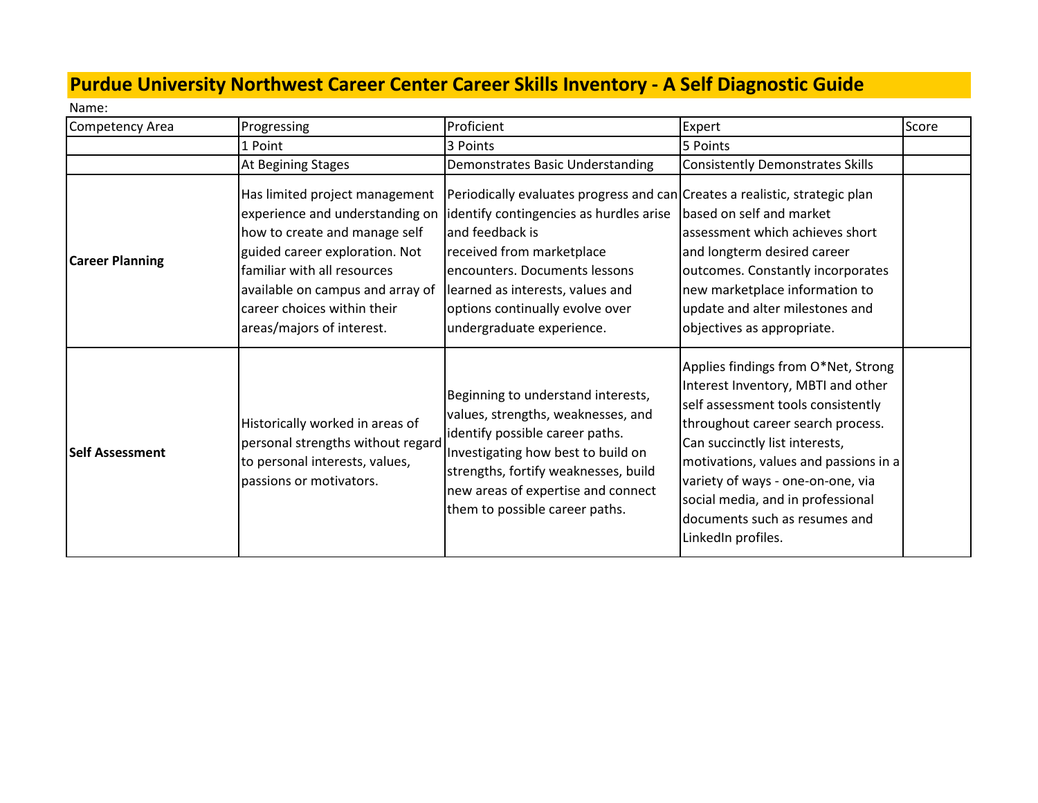# Purdue University Northwest Career Center Career Skills Inventory - A Self Diagnostic Guide

Name:

| Competency Area | Progressing | Proficient | Expert | Score |
|---|---|---|---|---|
| | 1 Point | 3 Points | 5 Points | |
| | At Begining Stages | Demonstrates Basic Understanding | Consistently Demonstrates Skills | |
| **Career Planning** | Has limited project management experience and understanding on how to create and manage self guided career exploration. Not familiar with all resources available on campus and array of career choices within their areas/majors of interest. | Periodically evaluates progress and can identify contingencies as hurdles arise and feedback is received from marketplace encounters. Documents lessons learned as interests, values and options continually evolve over undergraduate experience. | Creates a realistic, strategic plan based on self and market assessment which achieves short and longterm desired career outcomes. Constantly incorporates new marketplace information to update and alter milestones and objectives as appropriate. | |
| **Self Assessment** | Historically worked in areas of personal strengths without regard to personal interests, values, passions or motivators. | Beginning to understand interests, values, strengths, weaknesses, and identify possible career paths. Investigating how best to build on strengths, fortify weaknesses, build new areas of expertise and connect them to possible career paths. | Applies findings from O*Net, Strong Interest Inventory, MBTI and other self assessment tools consistently throughout career search process. Can succinctly list interests, motivations, values and passions in a variety of ways - one-on-one, via social media, and in professional documents such as resumes and LinkedIn profiles. | |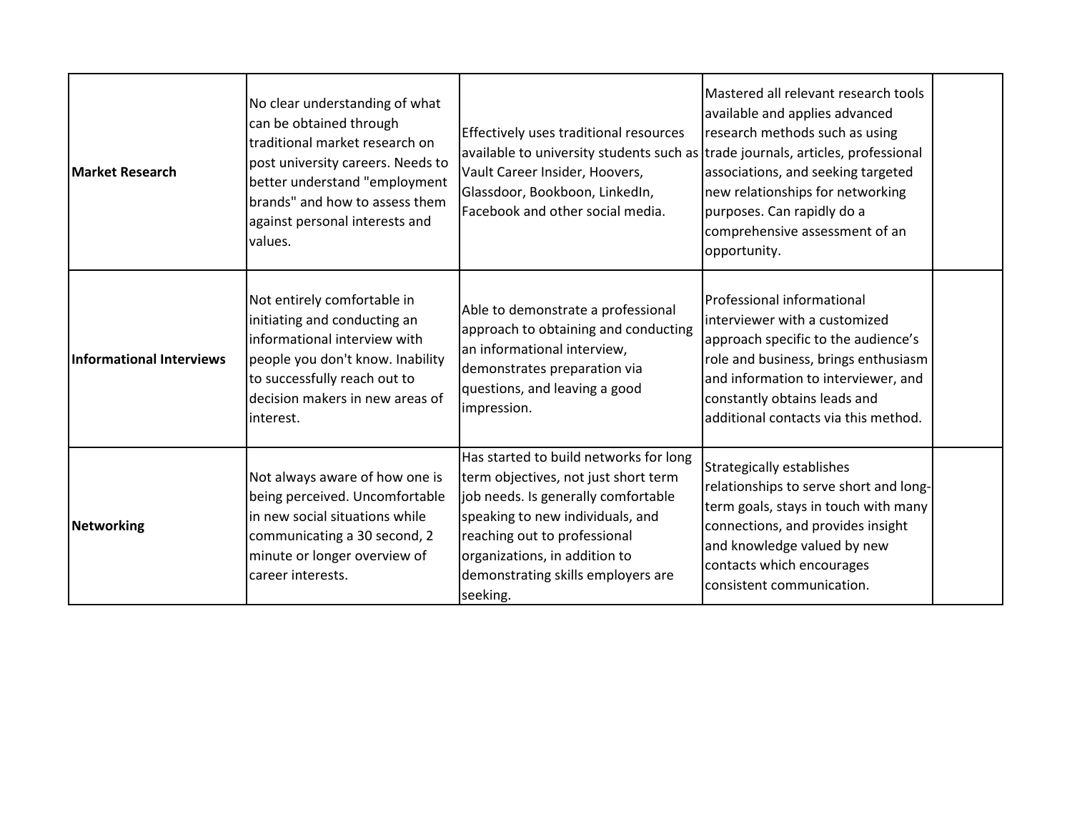| | | | | |
|---|---|---|---|---|
| **Market Research** | No clear understanding of what can be obtained through traditional market research on post university careers. Needs to better understand "employment brands" and how to assess them against personal interests and values. | Effectively uses traditional resources available to university students such as Vault Career Insider, Hoovers, Glassdoor, Bookboon, LinkedIn, Facebook and other social media. | Mastered all relevant research tools available and applies advanced research methods such as using trade journals, articles, professional associations, and seeking targeted new relationships for networking purposes. Can rapidly do a comprehensive assessment of an opportunity. | |
| **Informational Interviews** | Not entirely comfortable in initiating and conducting an informational interview with people you don't know. Inability to successfully reach out to decision makers in new areas of interest. | Able to demonstrate a professional approach to obtaining and conducting an informational interview, demonstrates preparation via questions, and leaving a good impression. | Professional informational interviewer with a customized approach specific to the audience's role and business, brings enthusiasm and information to interviewer, and constantly obtains leads and additional contacts via this method. | |
| **Networking** | Not always aware of how one is being perceived. Uncomfortable in new social situations while communicating a 30 second, 2 minute or longer overview of career interests. | Has started to build networks for long term objectives, not just short term job needs. Is generally comfortable speaking to new individuals, and reaching out to professional organizations, in addition to demonstrating skills employers are seeking. | Strategically establishes relationships to serve short and long-term goals, stays in touch with many connections, and provides insight and knowledge valued by new contacts which encourages consistent communication. | |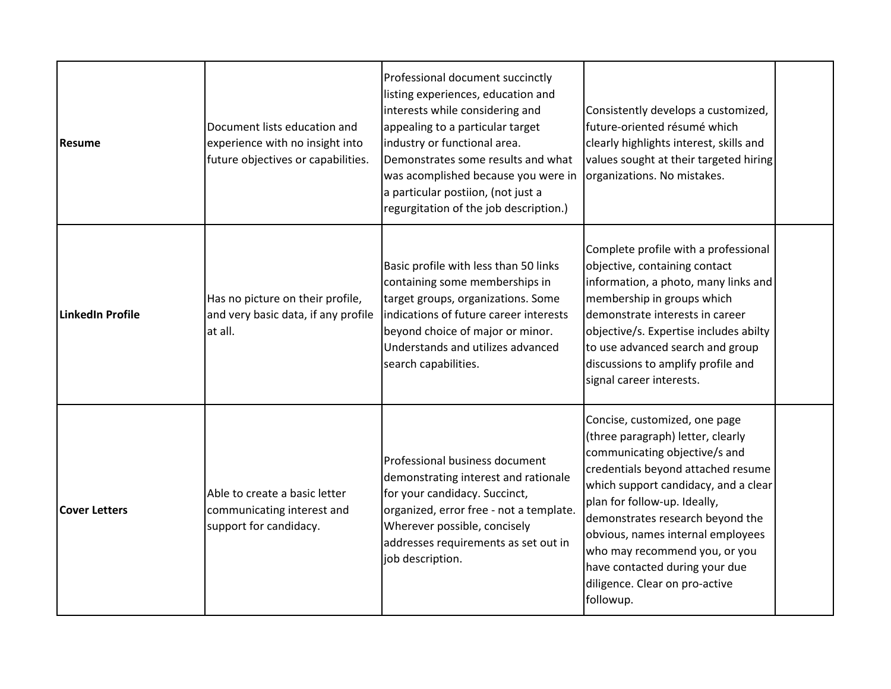| | | | | |
|---|---|---|---|---|
| **Resume** | Document lists education and experience with no insight into future objectives or capabilities. | Professional document succinctly listing experiences, education and interests while considering and appealing to a particular target industry or functional area. Demonstrates some results and what was acomplished because you were in a particular postiion, (not just a regurgitation of the job description.) | Consistently develops a customized, future-oriented résumé which clearly highlights interest, skills and values sought at their targeted hiring organizations. No mistakes. | |
| **LinkedIn Profile** | Has no picture on their profile, and very basic data, if any profile at all. | Basic profile with less than 50 links containing some memberships in target groups, organizations. Some indications of future career interests beyond choice of major or minor. Understands and utilizes advanced search capabilities. | Complete profile with a professional objective, containing contact information, a photo, many links and membership in groups which demonstrate interests in career objective/s. Expertise includes abilty to use advanced search and group discussions to amplify profile and signal career interests. | |
| **Cover Letters** | Able to create a basic letter communicating interest and support for candidacy. | Professional business document demonstrating interest and rationale for your candidacy. Succinct, organized, error free - not a template. Wherever possible, concisely addresses requirements as set out in job description. | Concise, customized, one page (three paragraph) letter, clearly communicating objective/s and credentials beyond attached resume which support candidacy, and a clear plan for follow-up. Ideally, demonstrates research beyond the obvious, names internal employees who may recommend you, or you have contacted during your due diligence. Clear on pro-active followup. | |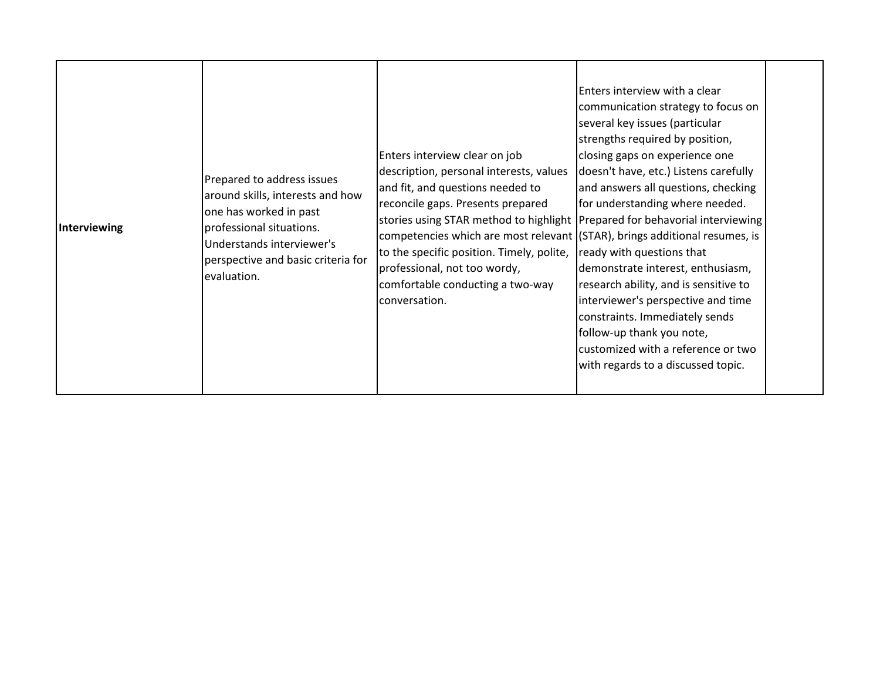| | | | | |
|---|---|---|---|---|
| **Interviewing** | Prepared to address issues around skills, interests and how one has worked in past professional situations. Understands interviewer's perspective and basic criteria for evaluation. | Enters interview clear on job description, personal interests, values and fit, and questions needed to reconcile gaps. Presents prepared stories using STAR method to highlight competencies which are most relevant to the specific position. Timely, polite, professional, not too wordy, comfortable conducting a two-way conversation. | Enters interview with a clear communication strategy to focus on several key issues (particular strengths required by position, closing gaps on experience one doesn't have, etc.) Listens carefully and answers all questions, checking for understanding where needed. Prepared for behavorial interviewing (STAR), brings additional resumes, is ready with questions that demonstrate interest, enthusiasm, research ability, and is sensitive to interviewer's perspective and time constraints. Immediately sends follow-up thank you note, customized with a reference or two with regards to a discussed topic. | |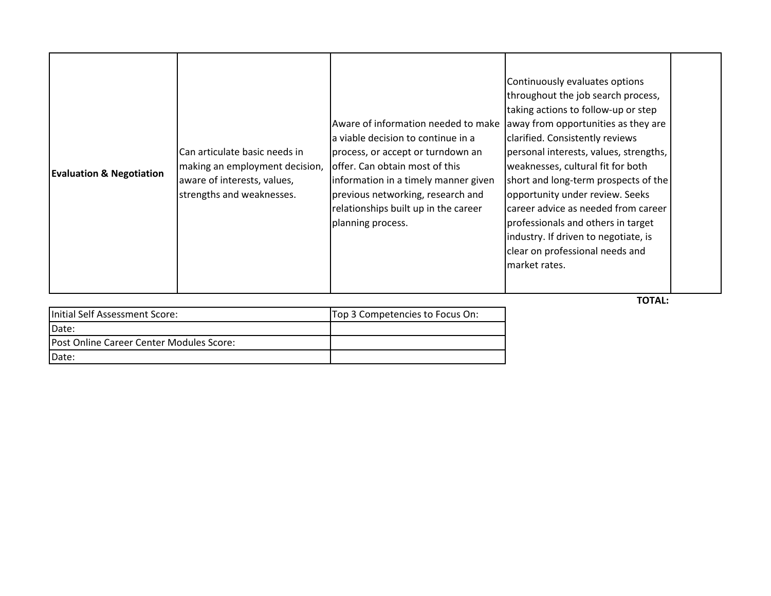| | | | | |
|---|---|---|---|---|
| **Evaluation & Negotiation** | Can articulate basic needs in making an employment decision, aware of interests, values, strengths and weaknesses. | Aware of information needed to make a viable decision to continue in a process, or accept or turndown an offer. Can obtain most of this information in a timely manner given previous networking, research and relationships built up in the career planning process. | Continuously evaluates options throughout the job search process, taking actions to follow-up or step away from opportunities as they are clarified. Consistently reviews personal interests, values, strengths, weaknesses, cultural fit for both short and long-term prospects of the opportunity under review. Seeks career advice as needed from career professionals and others in target industry. If driven to negotiate, is clear on professional needs and market rates. | |
| | | | **TOTAL:** | |

| | |
|---|---|
| Initial Self Assessment Score: | Top 3 Competencies to Focus On: |
| Date: | |
| Post Online Career Center Modules Score: | |
| Date: | |